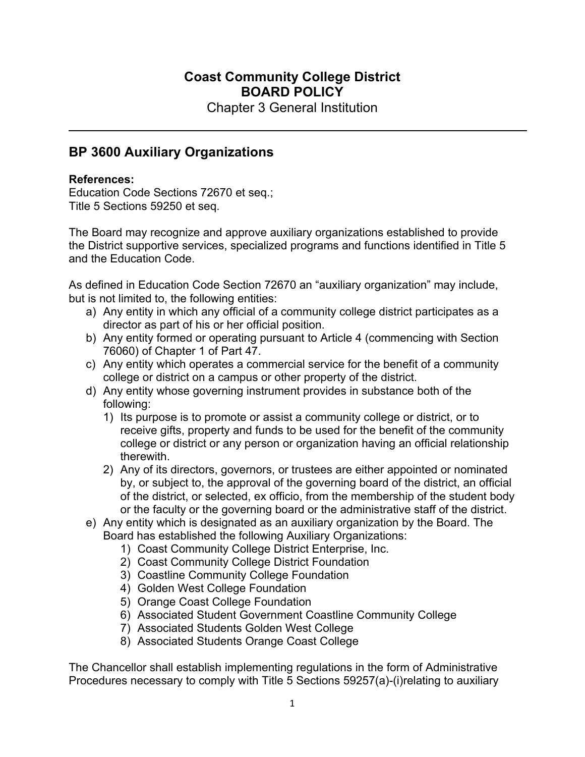# Coast Community College District
# BOARD POLICY

Chapter 3 General Institution

---

## BP 3600 Auxiliary Organizations

**References:**
Education Code Sections 72670 et seq.;
Title 5 Sections 59250 et seq.

The Board may recognize and approve auxiliary organizations established to provide the District supportive services, specialized programs and functions identified in Title 5 and the Education Code.

As defined in Education Code Section 72670 an "auxiliary organization" may include, but is not limited to, the following entities:

a) Any entity in which any official of a community college district participates as a director as part of his or her official position.
b) Any entity formed or operating pursuant to Article 4 (commencing with Section 76060) of Chapter 1 of Part 47.
c) Any entity which operates a commercial service for the benefit of a community college or district on a campus or other property of the district.
d) Any entity whose governing instrument provides in substance both of the following:
   1) Its purpose is to promote or assist a community college or district, or to receive gifts, property and funds to be used for the benefit of the community college or district or any person or organization having an official relationship therewith.
   2) Any of its directors, governors, or trustees are either appointed or nominated by, or subject to, the approval of the governing board of the district, an official of the district, or selected, ex officio, from the membership of the student body or the faculty or the governing board or the administrative staff of the district.
e) Any entity which is designated as an auxiliary organization by the Board. The Board has established the following Auxiliary Organizations:
   1) Coast Community College District Enterprise, Inc.
   2) Coast Community College District Foundation
   3) Coastline Community College Foundation
   4) Golden West College Foundation
   5) Orange Coast College Foundation
   6) Associated Student Government Coastline Community College
   7) Associated Students Golden West College
   8) Associated Students Orange Coast College

The Chancellor shall establish implementing regulations in the form of Administrative Procedures necessary to comply with Title 5 Sections 59257(a)-(i)relating to auxiliary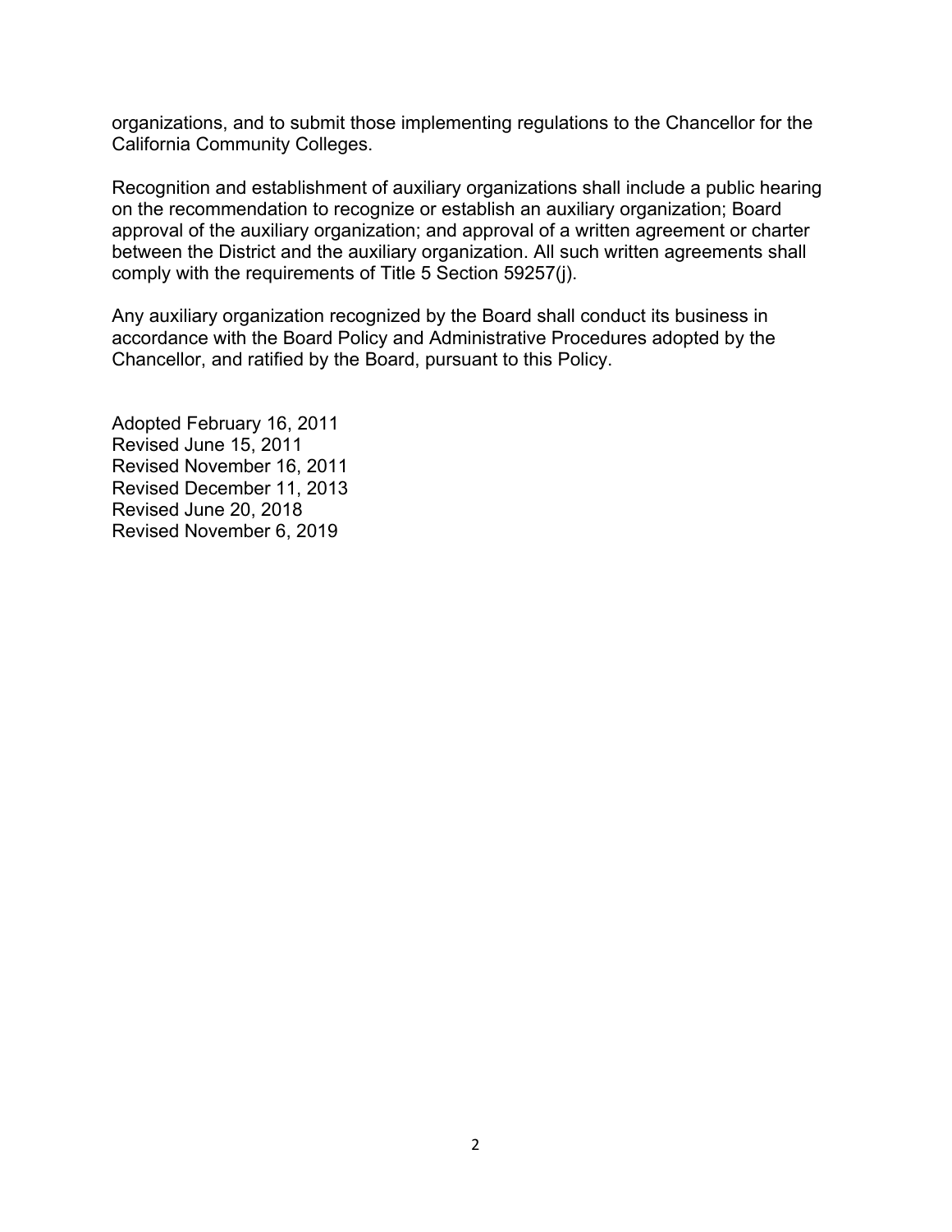organizations, and to submit those implementing regulations to the Chancellor for the California Community Colleges.

Recognition and establishment of auxiliary organizations shall include a public hearing on the recommendation to recognize or establish an auxiliary organization; Board approval of the auxiliary organization; and approval of a written agreement or charter between the District and the auxiliary organization. All such written agreements shall comply with the requirements of Title 5 Section 59257(j).

Any auxiliary organization recognized by the Board shall conduct its business in accordance with the Board Policy and Administrative Procedures adopted by the Chancellor, and ratified by the Board, pursuant to this Policy.

Adopted February 16, 2011
Revised June 15, 2011
Revised November 16, 2011
Revised December 11, 2013
Revised June 20, 2018
Revised November 6, 2019